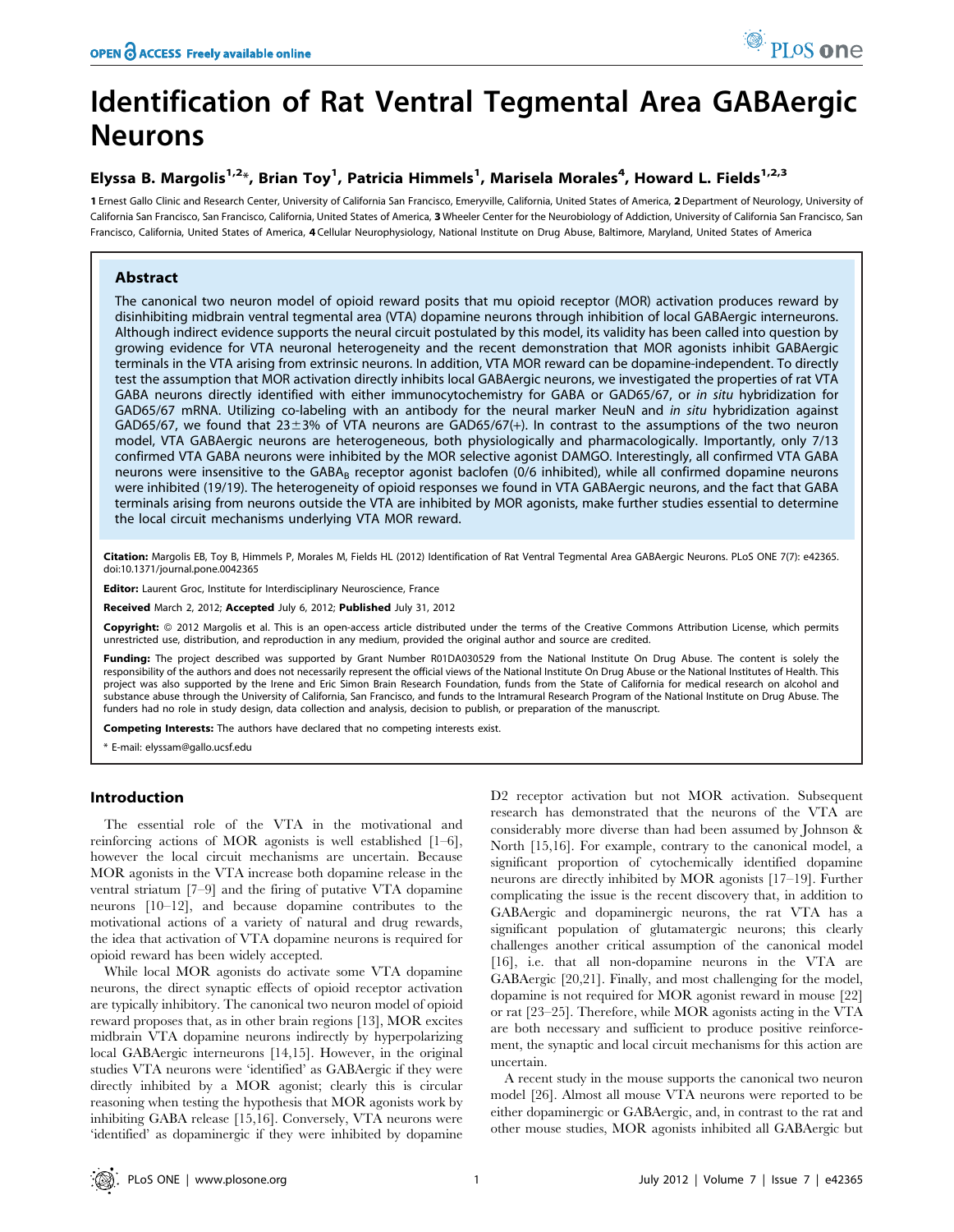# Identification of Rat Ventral Tegmental Area GABAergic Neurons

**Elyssa B. Margolis[1,2]*, Brian Toy[1], Patricia Himmels[1], Marisela Morales[4], Howard L. Fields[1,2,3]**

1 Ernest Gallo Clinic and Research Center, University of California San Francisco, Emeryville, California, United States of America, 2 Department of Neurology, University of California San Francisco, San Francisco, California, United States of America, 3 Wheeler Center for the Neurobiology of Addiction, University of California San Francisco, San Francisco, California, United States of America, 4 Cellular Neurophysiology, National Institute on Drug Abuse, Baltimore, Maryland, United States of America

## Abstract

The canonical two neuron model of opioid reward posits that mu opioid receptor (MOR) activation produces reward by disinhibiting midbrain ventral tegmental area (VTA) dopamine neurons through inhibition of local GABAergic interneurons. Although indirect evidence supports the neural circuit postulated by this model, its validity has been called into question by growing evidence for VTA neuronal heterogeneity and the recent demonstration that MOR agonists inhibit GABAergic terminals in the VTA arising from extrinsic neurons. In addition, VTA MOR reward can be dopamine-independent. To directly test the assumption that MOR activation directly inhibits local GABAergic neurons, we investigated the properties of rat VTA GABA neurons directly identified with either immunocytochemistry for GABA or GAD65/67, or *in situ* hybridization for GAD65/67 mRNA. Utilizing co-labeling with an antibody for the neural marker NeuN and *in situ* hybridization against GAD65/67, we found that 23±3% of VTA neurons are GAD65/67(+). In contrast to the assumptions of the two neuron model, VTA GABAergic neurons are heterogeneous, both physiologically and pharmacologically. Importantly, only 7/13 confirmed VTA GABA neurons were inhibited by the MOR selective agonist DAMGO. Interestingly, all confirmed VTA GABA neurons were insensitive to the $GABA_B$ receptor agonist baclofen (0/6 inhibited), while all confirmed dopamine neurons were inhibited (19/19). The heterogeneity of opioid responses we found in VTA GABAergic neurons, and the fact that GABA terminals arising from neurons outside the VTA are inhibited by MOR agonists, make further studies essential to determine the local circuit mechanisms underlying VTA MOR reward.

**Citation:** Margolis EB, Toy B, Himmels P, Morales M, Fields HL (2012) Identification of Rat Ventral Tegmental Area GABAergic Neurons. PLoS ONE 7(7): e42365. doi:10.1371/journal.pone.0042365

**Editor:** Laurent Groc, Institute for Interdisciplinary Neuroscience, France

**Received** March 2, 2012; **Accepted** July 6, 2012; **Published** July 31, 2012

**Copyright:** © 2012 Margolis et al. This is an open-access article distributed under the terms of the Creative Commons Attribution License, which permits unrestricted use, distribution, and reproduction in any medium, provided the original author and source are credited.

**Funding:** The project described was supported by Grant Number R01DA030529 from the National Institute On Drug Abuse. The content is solely the responsibility of the authors and does not necessarily represent the official views of the National Institute On Drug Abuse or the National Institutes of Health. This project was also supported by the Irene and Eric Simon Brain Research Foundation, funds from the State of California for medical research on alcohol and substance abuse through the University of California, San Francisco, and funds to the Intramural Research Program of the National Institute on Drug Abuse. The funders had no role in study design, data collection and analysis, decision to publish, or preparation of the manuscript.

**Competing Interests:** The authors have declared that no competing interests exist.

* E-mail: elyssam@gallo.ucsf.edu

## Introduction

The essential role of the VTA in the motivational and reinforcing actions of MOR agonists is well established [1–6], however the local circuit mechanisms are uncertain. Because MOR agonists in the VTA increase both dopamine release in the ventral striatum [7–9] and the firing of putative VTA dopamine neurons [10–12], and because dopamine contributes to the motivational actions of a variety of natural and drug rewards, the idea that activation of VTA dopamine neurons is required for opioid reward has been widely accepted.

While local MOR agonists do activate some VTA dopamine neurons, the direct synaptic effects of opioid receptor activation are typically inhibitory. The canonical two neuron model of opioid reward proposes that, as in other brain regions [13], MOR excites midbrain VTA dopamine neurons indirectly by hyperpolarizing local GABAergic interneurons [14,15]. However, in the original studies VTA neurons were 'identified' as GABAergic if they were directly inhibited by a MOR agonist; clearly this is circular reasoning when testing the hypothesis that MOR agonists work by inhibiting GABA release [15,16]. Conversely, VTA neurons were 'identified' as dopaminergic if they were inhibited by dopamine D2 receptor activation but not MOR activation. Subsequent research has demonstrated that the neurons of the VTA are considerably more diverse than had been assumed by Johnson & North [15,16]. For example, contrary to the canonical model, a significant proportion of cytochemically identified dopamine neurons are directly inhibited by MOR agonists [17–19]. Further complicating the issue is the recent discovery that, in addition to GABAergic and dopaminergic neurons, the rat VTA has a significant population of glutamatergic neurons; this clearly challenges another critical assumption of the canonical model [16], i.e. that all non-dopamine neurons in the VTA are GABAergic [20,21]. Finally, and most challenging for the model, dopamine is not required for MOR agonist reward in mouse [22] or rat [23–25]. Therefore, while MOR agonists acting in the VTA are both necessary and sufficient to produce positive reinforcement, the synaptic and local circuit mechanisms for this action are uncertain.

A recent study in the mouse supports the canonical two neuron model [26]. Almost all mouse VTA neurons were reported to be either dopaminergic or GABAergic, and, in contrast to the rat and other mouse studies, MOR agonists inhibited all GABAergic but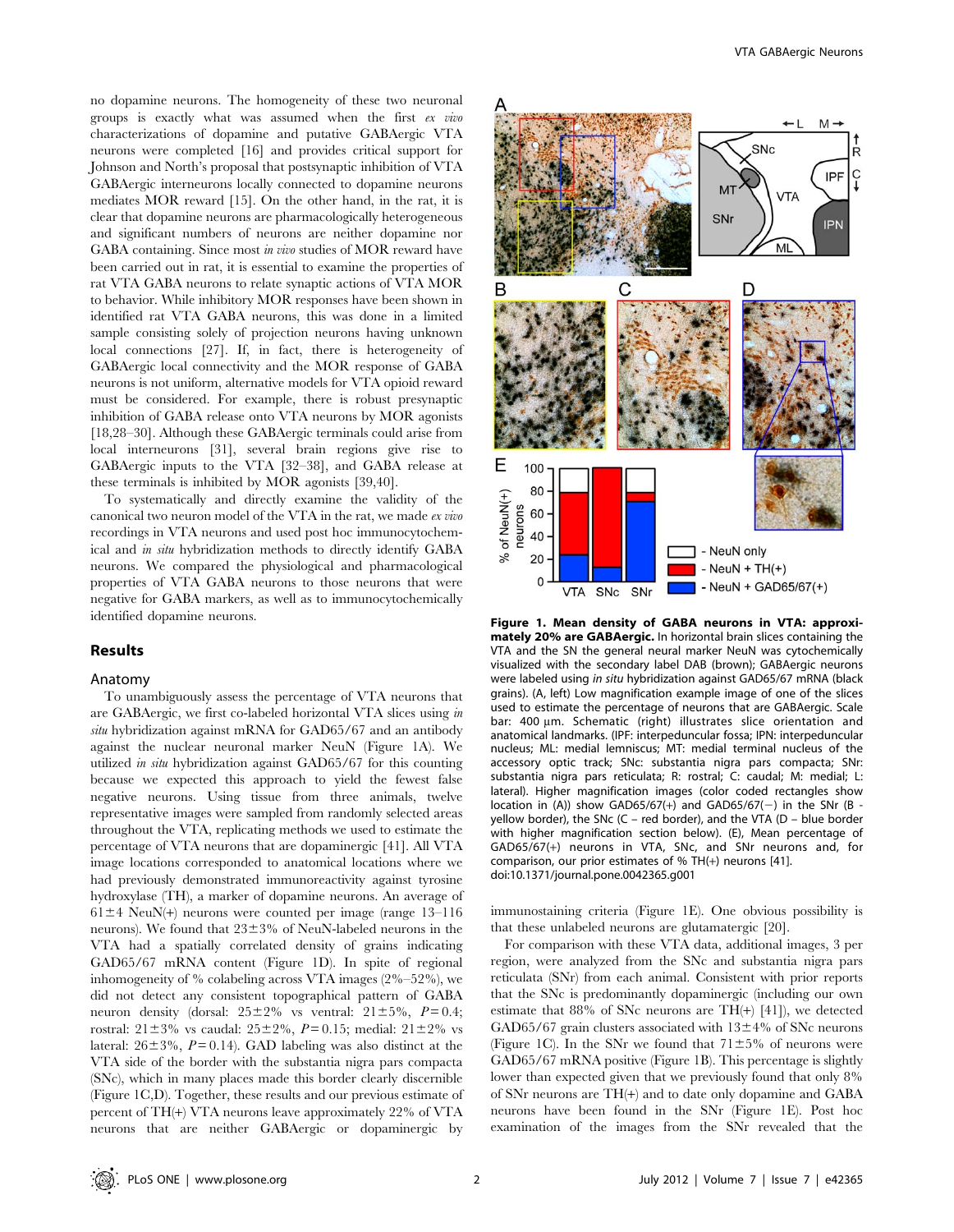no dopamine neurons. The homogeneity of these two neuronal groups is exactly what was assumed when the first *ex vivo* characterizations of dopamine and putative GABAergic VTA neurons were completed [16] and provides critical support for Johnson and North's proposal that postsynaptic inhibition of VTA GABAergic interneurons locally connected to dopamine neurons mediates MOR reward [15]. On the other hand, in the rat, it is clear that dopamine neurons are pharmacologically heterogeneous and significant numbers of neurons are neither dopamine nor GABA containing. Since most *in vivo* studies of MOR reward have been carried out in rat, it is essential to examine the properties of rat VTA GABA neurons to relate synaptic actions of VTA MOR to behavior. While inhibitory MOR responses have been shown in identified rat VTA GABA neurons, this was done in a limited sample consisting solely of projection neurons having unknown local connections [27]. If, in fact, there is heterogeneity of GABAergic local connectivity and the MOR response of GABA neurons is not uniform, alternative models for VTA opioid reward must be considered. For example, there is robust presynaptic inhibition of GABA release onto VTA neurons by MOR agonists [18,28–30]. Although these GABAergic terminals could arise from local interneurons [31], several brain regions give rise to GABAergic inputs to the VTA [32–38], and GABA release at these terminals is inhibited by MOR agonists [39,40].

To systematically and directly examine the validity of the canonical two neuron model of the VTA in the rat, we made *ex vivo* recordings in VTA neurons and used post hoc immunocytochemical and *in situ* hybridization methods to directly identify GABA neurons. We compared the physiological and pharmacological properties of VTA GABA neurons to those neurons that were negative for GABA markers, as well as to immunocytochemically identified dopamine neurons.

## Results

### Anatomy

To unambiguously assess the percentage of VTA neurons that are GABAergic, we first co-labeled horizontal VTA slices using *in situ* hybridization against mRNA for GAD65/67 and an antibody against the nuclear neuronal marker NeuN (Figure 1A). We utilized *in situ* hybridization against GAD65/67 for this counting because we expected this approach to yield the fewest false negative neurons. Using tissue from three animals, twelve representative images were sampled from randomly selected areas throughout the VTA, replicating methods we used to estimate the percentage of VTA neurons that are dopaminergic [41]. All VTA image locations corresponded to anatomical locations where we had previously demonstrated immunoreactivity against tyrosine hydroxylase (TH), a marker of dopamine neurons. An average of 61±4 NeuN(+) neurons were counted per image (range 13–116 neurons). We found that 23±3% of NeuN-labeled neurons in the VTA had a spatially correlated density of grains indicating GAD65/67 mRNA content (Figure 1D). In spite of regional inhomogeneity of % colabeling across VTA images (2%–52%), we did not detect any consistent topographical pattern of GABA neuron density (dorsal: 25±2% vs ventral: 21±5%, $P=0.4$; rostral: 21±3% vs caudal: 25±2%, $P=0.15$; medial: 21±2% vs lateral: 26±3%, $P=0.14$). GAD labeling was also distinct at the VTA side of the border with the substantia nigra pars compacta (SNc), which in many places made this border clearly discernible (Figure 1C,D). Together, these results and our previous estimate of percent of TH(+) VTA neurons leave approximately 22% of VTA neurons that are neither GABAergic or dopaminergic by immunostaining criteria (Figure 1E). One obvious possibility is that these unlabeled neurons are glutamatergic [20].

**Figure 1. Mean density of GABA neurons in VTA: approximately 20% are GABAergic.** In horizontal brain slices containing the VTA and the SN the general neural marker NeuN was cytochemically visualized with the secondary label DAB (brown); GABAergic neurons were labeled using *in situ* hybridization against GAD65/67 mRNA (black grains). (A, left) Low magnification example image of one of the slices used to estimate the percentage of neurons that are GABAergic. Scale bar: 400 µm. Schematic (right) illustrates slice orientation and anatomical landmarks. (IPF: interpeduncular fossa; IPN: interpeduncular nucleus; ML: medial lemniscus; MT: medial terminal nucleus of the accessory optic track; SNc: substantia nigra pars compacta; SNr: substantia nigra pars reticulata; R: rostral; C: caudal; M: medial; L: lateral). Higher magnification images (color coded rectangles show location in (A)) show GAD65/67(+) and GAD65/67(−) in the SNr (B - yellow border), the SNc (C – red border), and the VTA (D – blue border with higher magnification section below). (E), Mean percentage of GAD65/67(+) neurons in VTA, SNc, and SNr neurons and, for comparison, our prior estimates of % TH(+) neurons [41].
doi:10.1371/journal.pone.0042365.g001

For comparison with these VTA data, additional images, 3 per region, were analyzed from the SNc and substantia nigra pars reticulata (SNr) from each animal. Consistent with prior reports that the SNc is predominantly dopaminergic (including our own estimate that 88% of SNc neurons are TH(+) [41]), we detected GAD65/67 grain clusters associated with 13±4% of SNc neurons (Figure 1C). In the SNr we found that 71±5% of neurons were GAD65/67 mRNA positive (Figure 1B). This percentage is slightly lower than expected given that we previously found that only 8% of SNr neurons are TH(+) and to date only dopamine and GABA neurons have been found in the SNr (Figure 1E). Post hoc examination of the images from the SNr revealed that the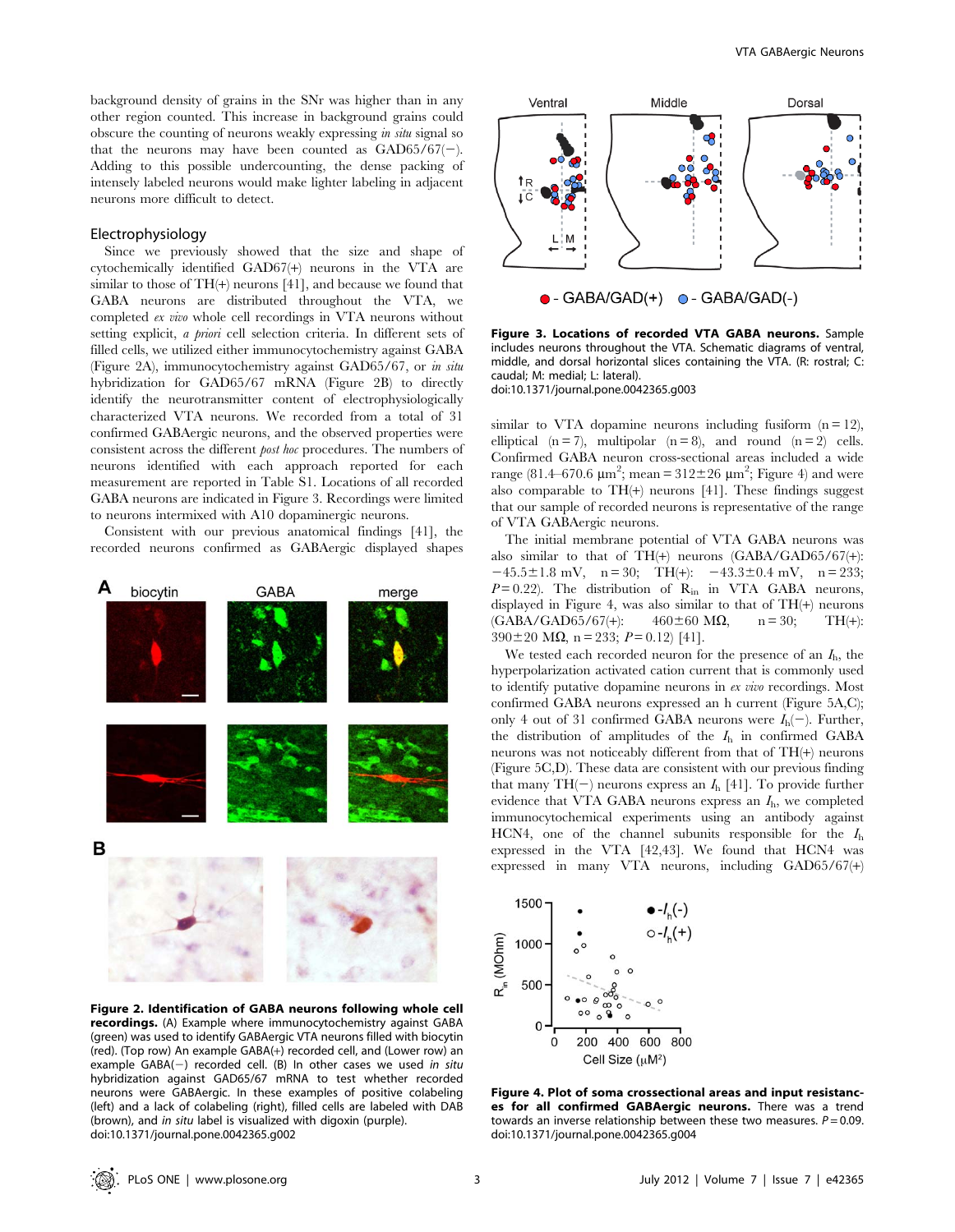background density of grains in the SNr was higher than in any other region counted. This increase in background grains could obscure the counting of neurons weakly expressing *in situ* signal so that the neurons may have been counted as GAD65/67(−). Adding to this possible undercounting, the dense packing of intensely labeled neurons would make lighter labeling in adjacent neurons more difficult to detect.

## Electrophysiology

Since we previously showed that the size and shape of cytochemically identified GAD67(+) neurons in the VTA are similar to those of TH(+) neurons [41], and because we found that GABA neurons are distributed throughout the VTA, we completed *ex vivo* whole cell recordings in VTA neurons without setting explicit, *a priori* cell selection criteria. In different sets of filled cells, we utilized either immunocytochemistry against GABA (Figure 2A), immunocytochemistry against GAD65/67, or *in situ* hybridization for GAD65/67 mRNA (Figure 2B) to directly identify the neurotransmitter content of electrophysiologically characterized VTA neurons. We recorded from a total of 31 confirmed GABAergic neurons, and the observed properties were consistent across the different *post hoc* procedures. The numbers of neurons identified with each approach reported for each measurement are reported in Table S1. Locations of all recorded GABA neurons are indicated in Figure 3. Recordings were limited to neurons intermixed with A10 dopaminergic neurons.

Consistent with our previous anatomical findings [41], the recorded neurons confirmed as GABAergic displayed shapes similar to VTA dopamine neurons including fusiform (n = 12), elliptical (n = 7), multipolar (n = 8), and round (n = 2) cells. Confirmed GABA neuron cross-sectional areas included a wide range (81.4–670.6 μm$^2$; mean = 312±26 μm$^2$; Figure 4) and were also comparable to TH(+) neurons [41]. These findings suggest that our sample of recorded neurons is representative of the range of VTA GABAergic neurons.

**Figure 2. Identification of GABA neurons following whole cell recordings.** (A) Example where immunocytochemistry against GABA (green) was used to identify GABAergic VTA neurons filled with biocytin (red). (Top row) An example GABA(+) recorded cell, and (Lower row) an example GABA(−) recorded cell. (B) In other cases we used *in situ* hybridization against GAD65/67 mRNA to test whether recorded neurons were GABAergic. In these examples of positive colabeling (left) and a lack of colabeling (right), filled cells are labeled with DAB (brown), and *in situ* label is visualized with digoxin (purple).
doi:10.1371/journal.pone.0042365.g002

**Figure 3. Locations of recorded VTA GABA neurons.** Sample includes neurons throughout the VTA. Schematic diagrams of ventral, middle, and dorsal horizontal slices containing the VTA. (R: rostral; C: caudal; M: medial; L: lateral).
doi:10.1371/journal.pone.0042365.g003

The initial membrane potential of VTA GABA neurons was also similar to that of TH(+) neurons (GABA/GAD65/67(+): −45.5±1.8 mV, n = 30; TH(+): −43.3±0.4 mV, n = 233; $P = 0.22$). The distribution of $R_{in}$ in VTA GABA neurons, displayed in Figure 4, was also similar to that of TH(+) neurons (GABA/GAD65/67(+): 460±60 MΩ, n = 30; TH(+): 390±20 MΩ, n = 233; $P = 0.12$) [41].

We tested each recorded neuron for the presence of an $I_h$, the hyperpolarization activated cation current that is commonly used to identify putative dopamine neurons in *ex vivo* recordings. Most confirmed GABA neurons expressed an h current (Figure 5A,C); only 4 out of 31 confirmed GABA neurons were $I_h$(−). Further, the distribution of amplitudes of the $I_h$ in confirmed GABA neurons was not noticeably different from that of TH(+) neurons (Figure 5C,D). These data are consistent with our previous finding that many TH(−) neurons express an $I_h$ [41]. To provide further evidence that VTA GABA neurons express an $I_h$, we completed immunocytochemical experiments using an antibody against HCN4, one of the channel subunits responsible for the $I_h$ expressed in the VTA [42,43]. We found that HCN4 was expressed in many VTA neurons, including GAD65/67(+)

**Figure 4. Plot of soma crosssectional areas and input resistances for all confirmed GABAergic neurons.** There was a trend towards an inverse relationship between these two measures. $P = 0.09$.
doi:10.1371/journal.pone.0042365.g004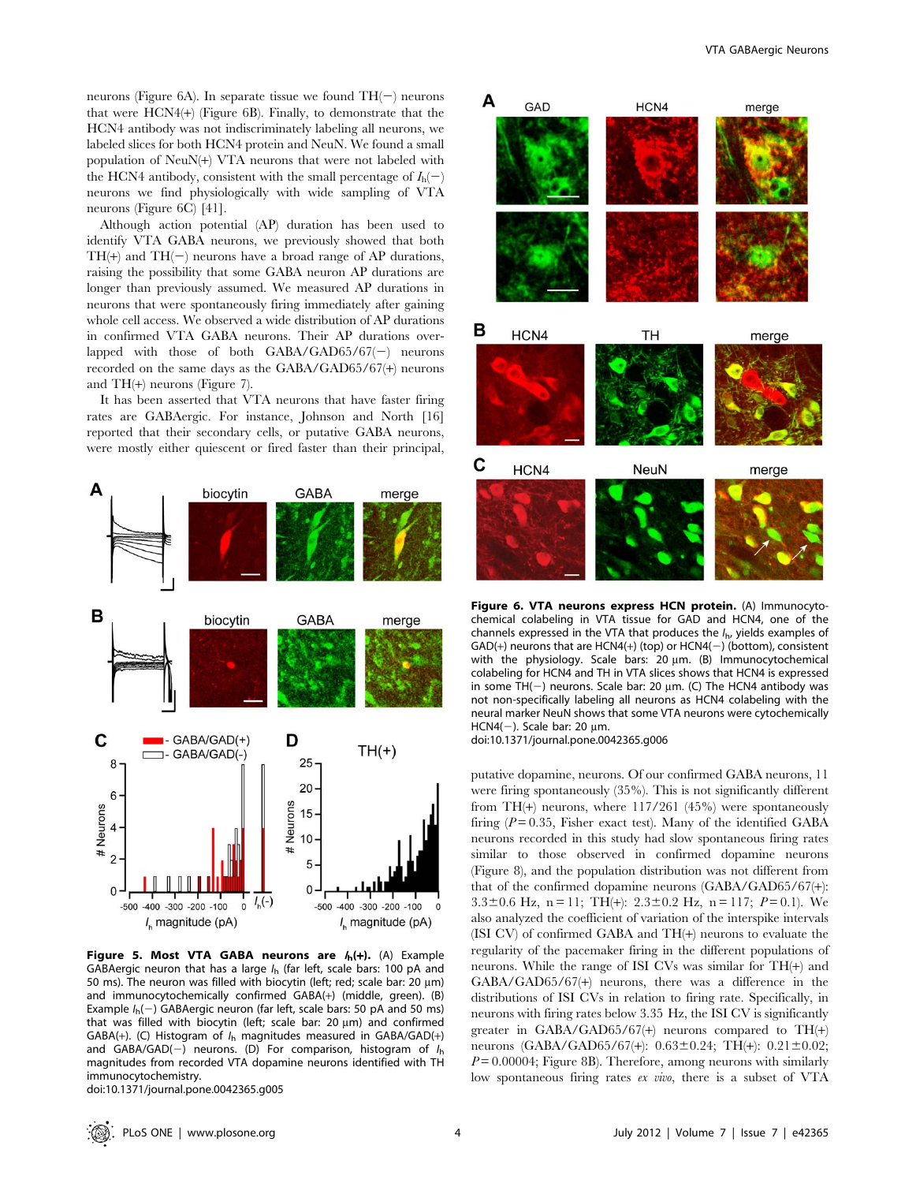neurons (Figure 6A). In separate tissue we found TH(−) neurons that were HCN4(+) (Figure 6B). Finally, to demonstrate that the HCN4 antibody was not indiscriminately labeling all neurons, we labeled slices for both HCN4 protein and NeuN. We found a small population of NeuN(+) VTA neurons that were not labeled with the HCN4 antibody, consistent with the small percentage of $I_h$(−) neurons we find physiologically with wide sampling of VTA neurons (Figure 6C) [41].

Although action potential (AP) duration has been used to identify VTA GABA neurons, we previously showed that both TH(+) and TH(−) neurons have a broad range of AP durations, raising the possibility that some GABA neuron AP durations are longer than previously assumed. We measured AP durations in neurons that were spontaneously firing immediately after gaining whole cell access. We observed a wide distribution of AP durations in confirmed VTA GABA neurons. Their AP durations overlapped with those of both GABA/GAD65/67(−) neurons recorded on the same days as the GABA/GAD65/67(+) neurons and TH(+) neurons (Figure 7).

It has been asserted that VTA neurons that have faster firing rates are GABAergic. For instance, Johnson and North [16] reported that their secondary cells, or putative GABA neurons, were mostly either quiescent or fired faster than their principal, putative dopamine, neurons. Of our confirmed GABA neurons, 11 were firing spontaneously (35%). This is not significantly different from TH(+) neurons, where 117/261 (45%) were spontaneously firing ($P = 0.35$, Fisher exact test). Many of the identified GABA neurons recorded in this study had slow spontaneous firing rates similar to those observed in confirmed dopamine neurons (Figure 8), and the population distribution was not different from that of the confirmed dopamine neurons (GABA/GAD65/67(+): 3.3±0.6 Hz, n = 11; TH(+): 2.3±0.2 Hz, n = 117; $P = 0.1$). We also analyzed the coefficient of variation of the interspike intervals (ISI CV) of confirmed GABA and TH(+) neurons to evaluate the regularity of the pacemaker firing in the different populations of neurons. While the range of ISI CVs was similar for TH(+) and GABA/GAD65/67(+) neurons, there was a difference in the distributions of ISI CVs in relation to firing rate. Specifically, in neurons with firing rates below 3.35 Hz, the ISI CV is significantly greater in GABA/GAD65/67(+) neurons compared to TH(+) neurons (GABA/GAD65/67(+): 0.63±0.24; TH(+): 0.21±0.02; $P = 0.00004$; Figure 8B). Therefore, among neurons with similarly low spontaneous firing rates *ex vivo*, there is a subset of VTA

**Figure 5. Most VTA GABA neurons are $I_h$(+).** (A) Example GABAergic neuron that has a large $I_h$ (far left, scale bars: 100 pA and 50 ms). The neuron was filled with biocytin (left; red; scale bar: 20 µm) and immunocytochemically confirmed GABA(+) (middle, green). (B) Example $I_h$(−) GABAergic neuron (far left, scale bars: 50 pA and 50 ms) that was filled with biocytin (left; scale bar: 20 µm) and confirmed GABA(+). (C) Histogram of $I_h$ magnitudes measured in GABA/GAD(+) and GABA/GAD(−) neurons. (D) For comparison, histogram of $I_h$ magnitudes from recorded VTA dopamine neurons identified with TH immunocytochemistry.
doi:10.1371/journal.pone.0042365.g005

**Figure 6. VTA neurons express HCN protein.** (A) Immunocytochemical colabeling in VTA tissue for GAD and HCN4, one of the channels expressed in the VTA that produces the $I_h$, yields examples of GAD(+) neurons that are HCN4(+) (top) or HCN4(−) (bottom), consistent with the physiology. Scale bars: 20 µm. (B) Immunocytochemical colabeling for HCN4 and TH in VTA slices shows that HCN4 is expressed in some TH(−) neurons. Scale bar: 20 µm. (C) The HCN4 antibody was not non-specifically labeling all neurons as HCN4 colabeling with the neural marker NeuN shows that some VTA neurons were cytochemically HCN4(−). Scale bar: 20 µm.
doi:10.1371/journal.pone.0042365.g006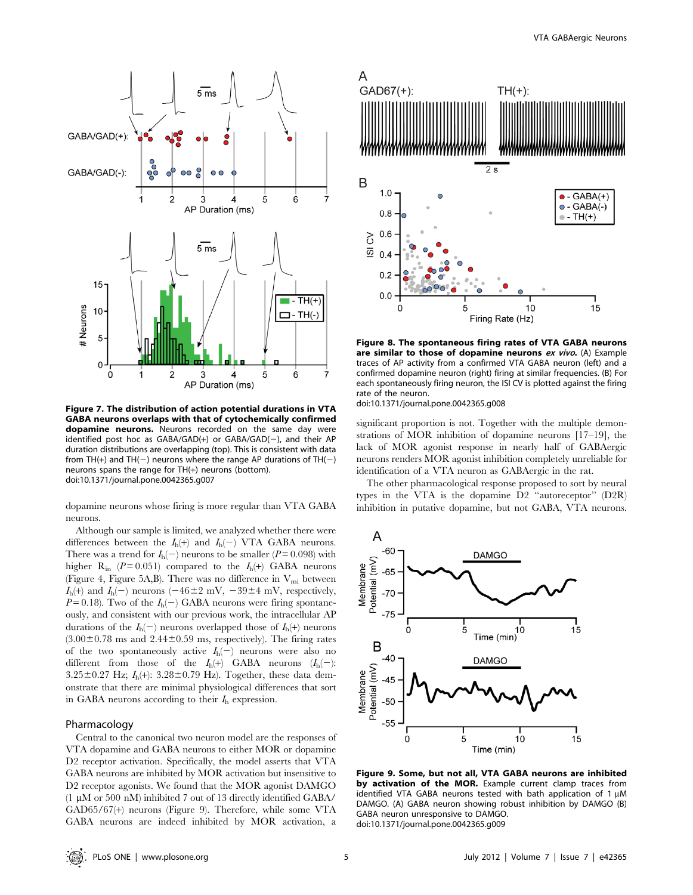**Figure 7. The distribution of action potential durations in VTA GABA neurons overlaps with that of cytochemically confirmed dopamine neurons.** Neurons recorded on the same day were identified post hoc as GABA/GAD(+) or GABA/GAD(−), and their AP duration distributions are overlapping (top). This is consistent with data from TH(+) and TH(−) neurons where the range AP durations of TH(−) neurons spans the range for TH(+) neurons (bottom).
doi:10.1371/journal.pone.0042365.g007

dopamine neurons whose firing is more regular than VTA GABA neurons.

Although our sample is limited, we analyzed whether there were differences between the $I_h$(+) and $I_h$(−) VTA GABA neurons. There was a trend for $I_h$(−) neurons to be smaller ($P = 0.098$) with higher $R_{in}$ ($P = 0.051$) compared to the $I_h$(+) GABA neurons (Figure 4, Figure 5A,B). There was no difference in $V_{mi}$ between $I_h$(+) and $I_h$(−) neurons (−46±2 mV, −39±4 mV, respectively, $P = 0.18$). Two of the $I_h$(−) GABA neurons were firing spontaneously, and consistent with our previous work, the intracellular AP durations of the $I_h$(−) neurons overlapped those of $I_h$(+) neurons (3.00±0.78 ms and 2.44±0.59 ms, respectively). The firing rates of the two spontaneously active $I_h$(−) neurons were also no different from those of the $I_h$(+) GABA neurons ($I_h$(−): 3.25±0.27 Hz; $I_h$(+): 3.28±0.79 Hz). Together, these data demonstrate that there are minimal physiological differences that sort in GABA neurons according to their $I_h$ expression.

## Pharmacology

Central to the canonical two neuron model are the responses of VTA dopamine and GABA neurons to either MOR or dopamine D2 receptor activation. Specifically, the model asserts that VTA GABA neurons are inhibited by MOR activation but insensitive to D2 receptor agonists. We found that the MOR agonist DAMGO (1 μM or 500 nM) inhibited 7 out of 13 directly identified GABA/GAD65/67(+) neurons (Figure 9). Therefore, while some VTA GABA neurons are indeed inhibited by MOR activation, a significant proportion is not. Together with the multiple demonstrations of MOR inhibition of dopamine neurons [17–19], the lack of MOR agonist response in nearly half of GABAergic neurons renders MOR agonist inhibition completely unreliable for identification of a VTA neuron as GABAergic in the rat.

The other pharmacological response proposed to sort by neural types in the VTA is the dopamine D2 "autoreceptor" (D2R) inhibition in putative dopamine, but not GABA, VTA neurons.

**Figure 8. The spontaneous firing rates of VTA GABA neurons are similar to those of dopamine neurons *ex vivo*.** (A) Example traces of AP activity from a confirmed VTA GABA neuron (left) and a confirmed dopamine neuron (right) firing at similar frequencies. (B) For each spontaneously firing neuron, the ISI CV is plotted against the firing rate of the neuron.
doi:10.1371/journal.pone.0042365.g008

**Figure 9. Some, but not all, VTA GABA neurons are inhibited by activation of the MOR.** Example current clamp traces from identified VTA GABA neurons tested with bath application of 1 μM DAMGO. (A) GABA neuron showing robust inhibition by DAMGO (B) GABA neuron unresponsive to DAMGO.
doi:10.1371/journal.pone.0042365.g009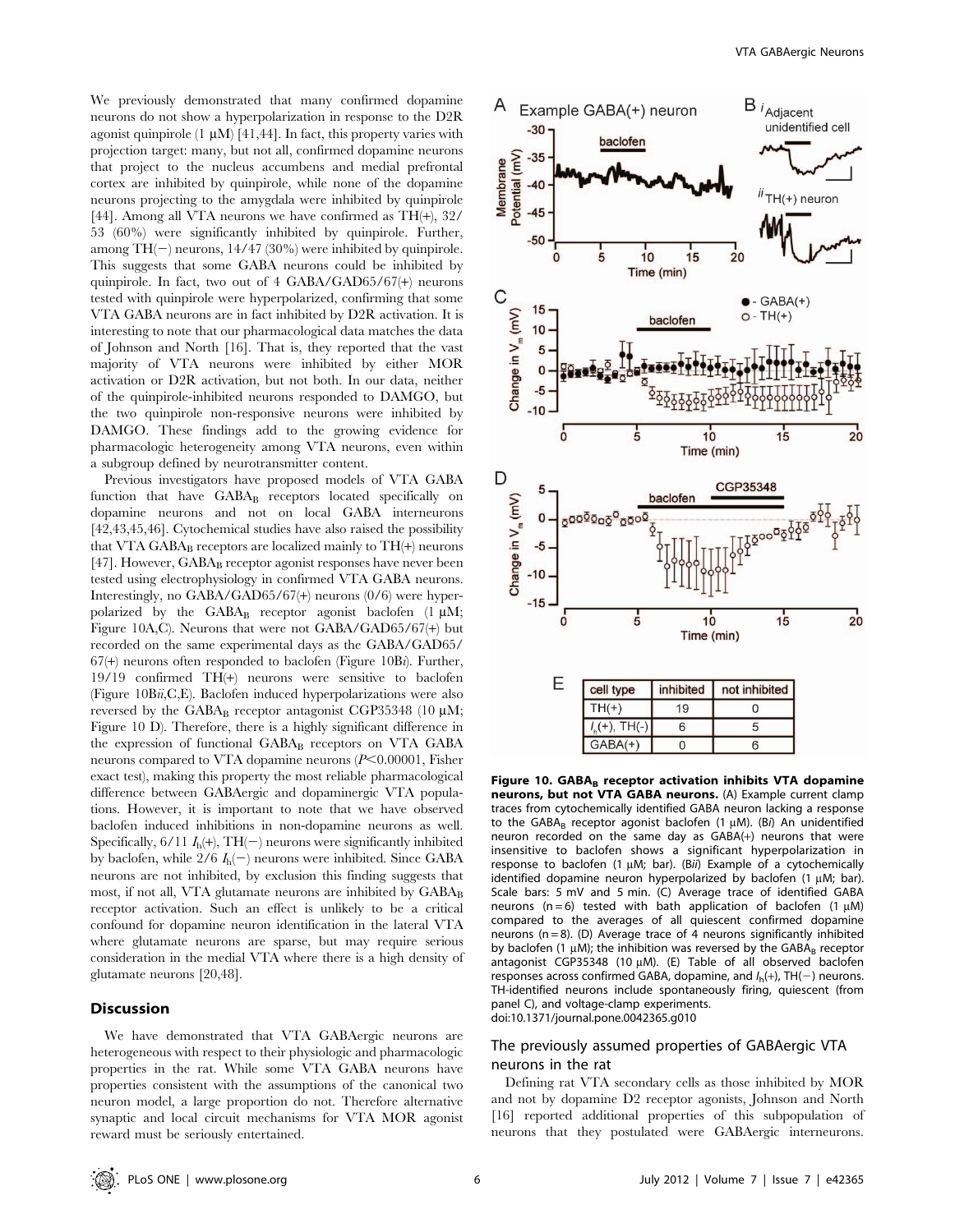We previously demonstrated that many confirmed dopamine neurons do not show a hyperpolarization in response to the D2R agonist quinpirole (1 μM) [41,44]. In fact, this property varies with projection target: many, but not all, confirmed dopamine neurons that project to the nucleus accumbens and medial prefrontal cortex are inhibited by quinpirole, while none of the dopamine neurons projecting to the amygdala were inhibited by quinpirole [44]. Among all VTA neurons we have confirmed as TH(+), 32/53 (60%) were significantly inhibited by quinpirole. Further, among TH(−) neurons, 14/47 (30%) were inhibited by quinpirole. This suggests that some GABA neurons could be inhibited by quinpirole. In fact, two out of 4 GABA/GAD65/67(+) neurons tested with quinpirole were hyperpolarized, confirming that some VTA GABA neurons are in fact inhibited by D2R activation. It is interesting to note that our pharmacological data matches the data of Johnson and North [16]. That is, they reported that the vast majority of VTA neurons were inhibited by either MOR activation or D2R activation, but not both. In our data, neither of the quinpirole-inhibited neurons responded to DAMGO, but the two quinpirole non-responsive neurons were inhibited by DAMGO. These findings add to the growing evidence for pharmacologic heterogeneity among VTA neurons, even within a subgroup defined by neurotransmitter content.

Previous investigators have proposed models of VTA GABA function that have $GABA_B$ receptors located specifically on dopamine neurons and not on local GABA interneurons [42,43,45,46]. Cytochemical studies have also raised the possibility that VTA $GABA_B$ receptors are localized mainly to TH(+) neurons [47]. However, $GABA_B$ receptor agonist responses have never been tested using electrophysiology in confirmed VTA GABA neurons. Interestingly, no GABA/GAD65/67(+) neurons (0/6) were hyperpolarized by the $GABA_B$ receptor agonist baclofen (1 μM; Figure 10A,C). Neurons that were not GABA/GAD65/67(+) but recorded on the same experimental days as the GABA/GAD65/67(+) neurons often responded to baclofen (Figure 10B*i*). Further, 19/19 confirmed TH(+) neurons were sensitive to baclofen (Figure 10B*ii*,C,E). Baclofen induced hyperpolarizations were also reversed by the $GABA_B$ receptor antagonist CGP35348 (10 μM; Figure 10 D). Therefore, there is a highly significant difference in the expression of functional $GABA_B$ receptors on VTA GABA neurons compared to VTA dopamine neurons ($P<0.00001$, Fisher exact test), making this property the most reliable pharmacological difference between GABAergic and dopaminergic VTA populations. However, it is important to note that we have observed baclofen induced inhibitions in non-dopamine neurons as well. Specifically, 6/11 $I_h$(+), TH(−) neurons were significantly inhibited by baclofen, while 2/6 $I_h$(−) neurons were inhibited. Since GABA neurons are not inhibited, by exclusion this finding suggests that most, if not all, VTA glutamate neurons are inhibited by $GABA_B$ receptor activation. Such an effect is unlikely to be a critical confound for dopamine neuron identification in the lateral VTA where glutamate neurons are sparse, but may require serious consideration in the medial VTA where there is a high density of glutamate neurons [20,48].

## Discussion

We have demonstrated that VTA GABAergic neurons are heterogeneous with respect to their physiologic and pharmacologic properties in the rat. While some VTA GABA neurons have properties consistent with the assumptions of the canonical two neuron model, a large proportion do not. Therefore alternative synaptic and local circuit mechanisms for VTA MOR agonist reward must be seriously entertained.

| cell type | inhibited | not inhibited |
|---|---|---|
| TH(+) | 19 | 0 |
| $I_h$(+), TH(-) | 6 | 5 |
| GABA(+) | 0 | 6 |

**Figure 10. $GABA_B$ receptor activation inhibits VTA dopamine neurons, but not VTA GABA neurons.** (A) Example current clamp traces from cytochemically identified GABA neuron lacking a response to the $GABA_B$ receptor agonist baclofen (1 μM). (B*i*) An unidentified neuron recorded on the same day as GABA(+) neurons that were insensitive to baclofen shows a significant hyperpolarization in response to baclofen (1 μM; bar). (B*ii*) Example of a cytochemically identified dopamine neuron hyperpolarized by baclofen (1 μM; bar). Scale bars: 5 mV and 5 min. (C) Average trace of identified GABA neurons (n = 6) tested with bath application of baclofen (1 μM) compared to the averages of all quiescent confirmed dopamine neurons (n = 8). (D) Average trace of 4 neurons significantly inhibited by baclofen (1 μM); the inhibition was reversed by the $GABA_B$ receptor antagonist CGP35348 (10 μM). (E) Table of all observed baclofen responses across confirmed GABA, dopamine, and $I_h$(+), TH(−) neurons. TH-identified neurons include spontaneously firing, quiescent (from panel C), and voltage-clamp experiments.
doi:10.1371/journal.pone.0042365.g010

### The previously assumed properties of GABAergic VTA neurons in the rat

Defining rat VTA secondary cells as those inhibited by MOR and not by dopamine D2 receptor agonists, Johnson and North [16] reported additional properties of this subpopulation of neurons that they postulated were GABAergic interneurons.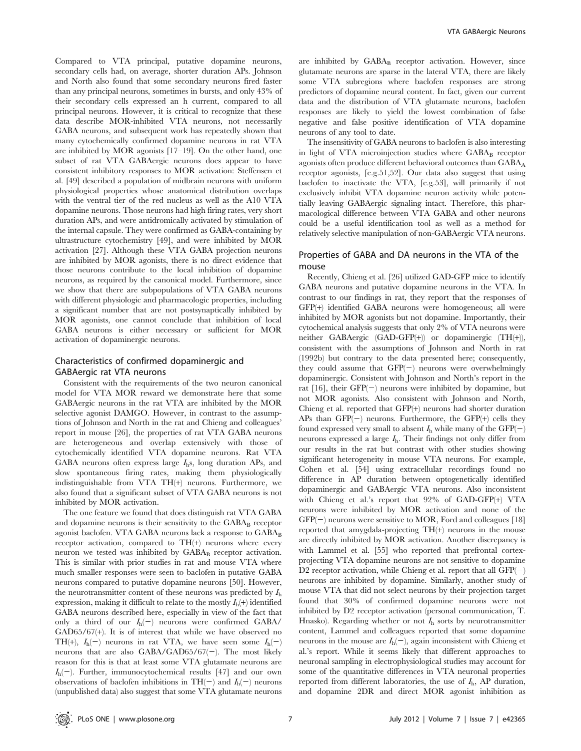Compared to VTA principal, putative dopamine neurons, secondary cells had, on average, shorter duration APs. Johnson and North also found that some secondary neurons fired faster than any principal neurons, sometimes in bursts, and only 43% of their secondary cells expressed an h current, compared to all principal neurons. However, it is critical to recognize that these data describe MOR-inhibited VTA neurons, not necessarily GABA neurons, and subsequent work has repeatedly shown that many cytochemically confirmed dopamine neurons in rat VTA are inhibited by MOR agonists [17–19]. On the other hand, one subset of rat VTA GABAergic neurons does appear to have consistent inhibitory responses to MOR activation: Steffensen et al. [49] described a population of midbrain neurons with uniform physiological properties whose anatomical distribution overlaps with the ventral tier of the red nucleus as well as the A10 VTA dopamine neurons. Those neurons had high firing rates, very short duration APs, and were antidromically activated by stimulation of the internal capsule. They were confirmed as GABA-containing by ultrastructure cytochemistry [49], and were inhibited by MOR activation [27]. Although these VTA GABA projection neurons are inhibited by MOR agonists, there is no direct evidence that those neurons contribute to the local inhibition of dopamine neurons, as required by the canonical model. Furthermore, since we show that there are subpopulations of VTA GABA neurons with different physiologic and pharmacologic properties, including a significant number that are not postsynaptically inhibited by MOR agonists, one cannot conclude that inhibition of local GABA neurons is either necessary or sufficient for MOR activation of dopaminergic neurons.

## Characteristics of confirmed dopaminergic and GABAergic rat VTA neurons

Consistent with the requirements of the two neuron canonical model for VTA MOR reward we demonstrate here that some GABAergic neurons in the rat VTA are inhibited by the MOR selective agonist DAMGO. However, in contrast to the assumptions of Johnson and North in the rat and Chieng and colleagues' report in mouse [26], the properties of rat VTA GABA neurons are heterogeneous and overlap extensively with those of cytochemically identified VTA dopamine neurons. Rat VTA GABA neurons often express large $I_h$s, long duration APs, and slow spontaneous firing rates, making them physiologically indistinguishable from VTA TH(+) neurons. Furthermore, we also found that a significant subset of VTA GABA neurons is not inhibited by MOR activation.

The one feature we found that does distinguish rat VTA GABA and dopamine neurons is their sensitivity to the $GABA_B$ receptor agonist baclofen. VTA GABA neurons lack a response to $GABA_B$ receptor activation, compared to TH(+) neurons where every neuron we tested was inhibited by $GABA_B$ receptor activation. This is similar with prior studies in rat and mouse VTA where much smaller responses were seen to baclofen in putative GABA neurons compared to putative dopamine neurons [50]. However, the neurotransmitter content of these neurons was predicted by $I_h$ expression, making it difficult to relate to the mostly $I_h$(+) identified GABA neurons described here, especially in view of the fact that only a third of our $I_h$(−) neurons were confirmed GABA/GAD65/67(+). It is of interest that while we have observed no TH(+), $I_h$(−) neurons in rat VTA, we have seen some $I_h$(−) neurons that are also GABA/GAD65/67(−). The most likely reason for this is that at least some VTA glutamate neurons are $I_h$(−). Further, immunocytochemical results [47] and our own observations of baclofen inhibitions in TH(−) and $I_h$(−) neurons (unpublished data) also suggest that some VTA glutamate neurons are inhibited by $GABA_B$ receptor activation. However, since glutamate neurons are sparse in the lateral VTA, there are likely some VTA subregions where baclofen responses are strong predictors of dopamine neural content. In fact, given our current data and the distribution of VTA glutamate neurons, baclofen responses are likely to yield the lowest combination of false negative and false positive identification of VTA dopamine neurons of any tool to date.

The insensitivity of GABA neurons to baclofen is also interesting in light of VTA microinjection studies where $GABA_B$ receptor agonists often produce different behavioral outcomes than $GABA_A$ receptor agonists, [e.g.51,52]. Our data also suggest that using baclofen to inactivate the VTA, [e.g.53], will primarily if not exclusively inhibit VTA dopamine neuron activity while potentially leaving GABAergic signaling intact. Therefore, this pharmacological difference between VTA GABA and other neurons could be a useful identification tool as well as a method for relatively selective manipulation of non-GABAergic VTA neurons.

## Properties of GABA and DA neurons in the VTA of the mouse

Recently, Chieng et al. [26] utilized GAD-GFP mice to identify GABA neurons and putative dopamine neurons in the VTA. In contrast to our findings in rat, they report that the responses of GFP(+) identified GABA neurons were homogeneous; all were inhibited by MOR agonists but not dopamine. Importantly, their cytochemical analysis suggests that only 2% of VTA neurons were neither GABAergic (GAD-GFP(+)) or dopaminergic (TH(+)), consistent with the assumptions of Johnson and North in rat (1992b) but contrary to the data presented here; consequently, they could assume that GFP(−) neurons were overwhelmingly dopaminergic. Consistent with Johnson and North's report in the rat [16], their GFP(−) neurons were inhibited by dopamine, but not MOR agonists. Also consistent with Johnson and North, Chieng et al. reported that GFP(+) neurons had shorter duration APs than GFP(−) neurons. Furthermore, the GFP(+) cells they found expressed very small to absent $I_h$ while many of the GFP(−) neurons expressed a large $I_h$. Their findings not only differ from our results in the rat but contrast with other studies showing significant heterogeneity in mouse VTA neurons. For example, Cohen et al. [54] using extracellular recordings found no difference in AP duration between optogenetically identified dopaminergic and GABAergic VTA neurons. Also inconsistent with Chieng et al.'s report that 92% of GAD-GFP(+) VTA neurons were inhibited by MOR activation and none of the GFP(−) neurons were sensitive to MOR, Ford and colleagues [18] reported that amygdala-projecting TH(+) neurons in the mouse are directly inhibited by MOR activation. Another discrepancy is with Lammel et al. [55] who reported that prefrontal cortex-projecting VTA dopamine neurons are not sensitive to dopamine D2 receptor activation, while Chieng et al. report that all GFP(−) neurons are inhibited by dopamine. Similarly, another study of mouse VTA that did not select neurons by their projection target found that 30% of confirmed dopamine neurons were not inhibited by D2 receptor activation (personal communication, T. Hnasko). Regarding whether or not $I_h$ sorts by neurotransmitter content, Lammel and colleagues reported that some dopamine neurons in the mouse are $I_h$(−), again inconsistent with Chieng et al.'s report. While it seems likely that different approaches to neuronal sampling in electrophysiological studies may account for some of the quantitative differences in VTA neuronal properties reported from different laboratories, the use of $I_h$, AP duration, and dopamine 2DR and direct MOR agonist inhibition as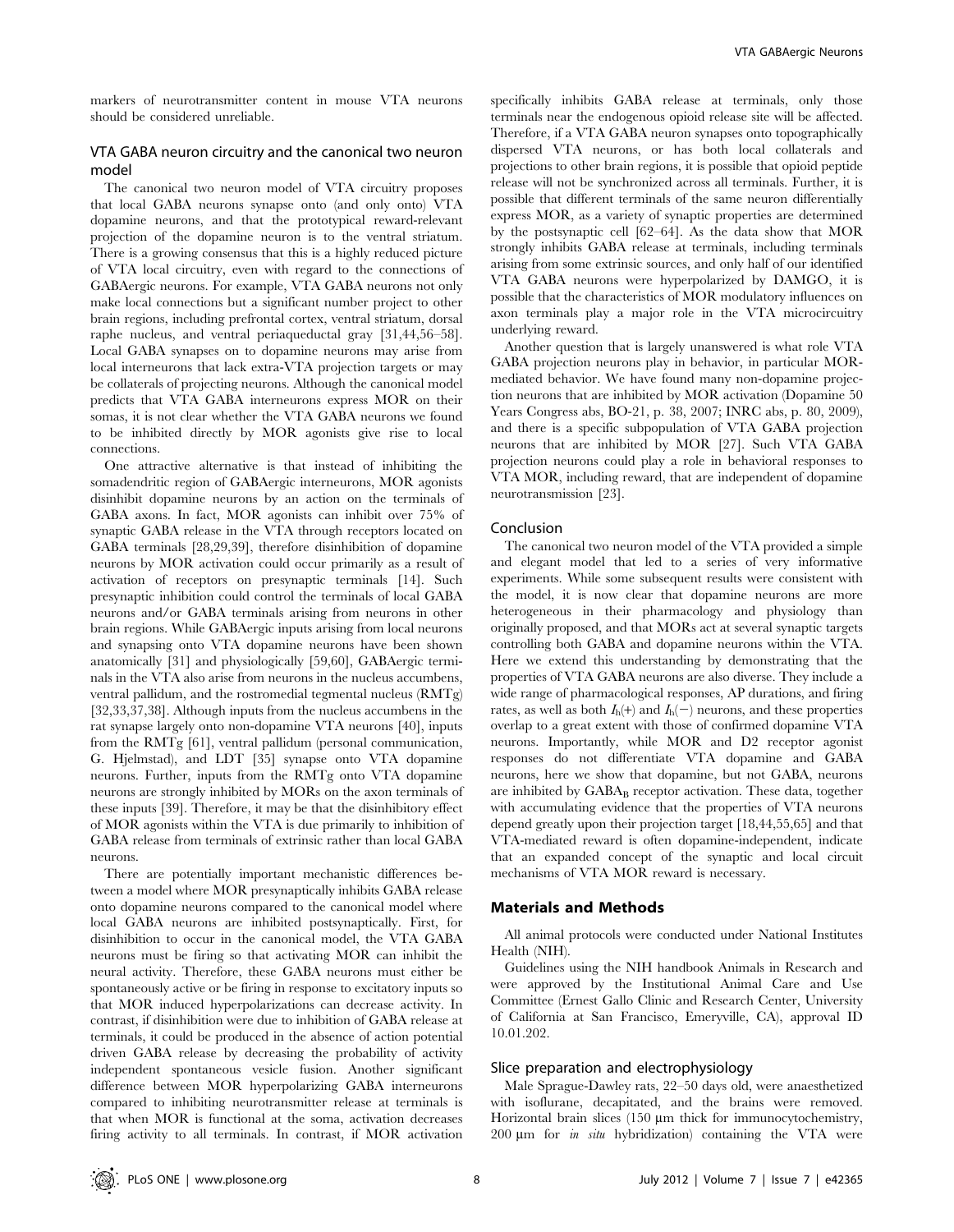markers of neurotransmitter content in mouse VTA neurons should be considered unreliable.

### VTA GABA neuron circuitry and the canonical two neuron model

The canonical two neuron model of VTA circuitry proposes that local GABA neurons synapse onto (and only onto) VTA dopamine neurons, and that the prototypical reward-relevant projection of the dopamine neuron is to the ventral striatum. There is a growing consensus that this is a highly reduced picture of VTA local circuitry, even with regard to the connections of GABAergic neurons. For example, VTA GABA neurons not only make local connections but a significant number project to other brain regions, including prefrontal cortex, ventral striatum, dorsal raphe nucleus, and ventral periaqueductal gray [31,44,56–58]. Local GABA synapses on to dopamine neurons may arise from local interneurons that lack extra-VTA projection targets or may be collaterals of projecting neurons. Although the canonical model predicts that VTA GABA interneurons express MOR on their somas, it is not clear whether the VTA GABA neurons we found to be inhibited directly by MOR agonists give rise to local connections.

One attractive alternative is that instead of inhibiting the somadendritic region of GABAergic interneurons, MOR agonists disinhibit dopamine neurons by an action on the terminals of GABA axons. In fact, MOR agonists can inhibit over 75% of synaptic GABA release in the VTA through receptors located on GABA terminals [28,29,39], therefore disinhibition of dopamine neurons by MOR activation could occur primarily as a result of activation of receptors on presynaptic terminals [14]. Such presynaptic inhibition could control the terminals of local GABA neurons and/or GABA terminals arising from neurons in other brain regions. While GABAergic inputs arising from local neurons and synapsing onto VTA dopamine neurons have been shown anatomically [31] and physiologically [59,60], GABAergic terminals in the VTA also arise from neurons in the nucleus accumbens, ventral pallidum, and the rostromedial tegmental nucleus (RMTg) [32,33,37,38]. Although inputs from the nucleus accumbens in the rat synapse largely onto non-dopamine VTA neurons [40], inputs from the RMTg [61], ventral pallidum (personal communication, G. Hjelmstad), and LDT [35] synapse onto VTA dopamine neurons. Further, inputs from the RMTg onto VTA dopamine neurons are strongly inhibited by MORs on the axon terminals of these inputs [39]. Therefore, it may be that the disinhibitory effect of MOR agonists within the VTA is due primarily to inhibition of GABA release from terminals of extrinsic rather than local GABA neurons.

There are potentially important mechanistic differences between a model where MOR presynaptically inhibits GABA release onto dopamine neurons compared to the canonical model where local GABA neurons are inhibited postsynaptically. First, for disinhibition to occur in the canonical model, the VTA GABA neurons must be firing so that activating MOR can inhibit the neural activity. Therefore, these GABA neurons must either be spontaneously active or be firing in response to excitatory inputs so that MOR induced hyperpolarizations can decrease activity. In contrast, if disinhibition were due to inhibition of GABA release at terminals, it could be produced in the absence of action potential driven GABA release by decreasing the probability of activity independent spontaneous vesicle fusion. Another significant difference between MOR hyperpolarizing GABA interneurons compared to inhibiting neurotransmitter release at terminals is that when MOR is functional at the soma, activation decreases firing activity to all terminals. In contrast, if MOR activation specifically inhibits GABA release at terminals, only those terminals near the endogenous opioid release site will be affected. Therefore, if a VTA GABA neuron synapses onto topographically dispersed VTA neurons, or has both local collaterals and projections to other brain regions, it is possible that opioid peptide release will not be synchronized across all terminals. Further, it is possible that different terminals of the same neuron differentially express MOR, as a variety of synaptic properties are determined by the postsynaptic cell [62–64]. As the data show that MOR strongly inhibits GABA release at terminals, including terminals arising from some extrinsic sources, and only half of our identified VTA GABA neurons were hyperpolarized by DAMGO, it is possible that the characteristics of MOR modulatory influences on axon terminals play a major role in the VTA microcircuitry underlying reward.

Another question that is largely unanswered is what role VTA GABA projection neurons play in behavior, in particular MOR-mediated behavior. We have found many non-dopamine projection neurons that are inhibited by MOR activation (Dopamine 50 Years Congress abs, BO-21, p. 38, 2007; INRC abs, p. 80, 2009), and there is a specific subpopulation of VTA GABA projection neurons that are inhibited by MOR [27]. Such VTA GABA projection neurons could play a role in behavioral responses to VTA MOR, including reward, that are independent of dopamine neurotransmission [23].

### Conclusion

The canonical two neuron model of the VTA provided a simple and elegant model that led to a series of very informative experiments. While some subsequent results were consistent with the model, it is now clear that dopamine neurons are more heterogeneous in their pharmacology and physiology than originally proposed, and that MORs act at several synaptic targets controlling both GABA and dopamine neurons within the VTA. Here we extend this understanding by demonstrating that the properties of VTA GABA neurons are also diverse. They include a wide range of pharmacological responses, AP durations, and firing rates, as well as both $I_h(+)$ and $I_h(-)$ neurons, and these properties overlap to a great extent with those of confirmed dopamine VTA neurons. Importantly, while MOR and D2 receptor agonist responses do not differentiate VTA dopamine and GABA neurons, here we show that dopamine, but not GABA, neurons are inhibited by $GABA_B$ receptor activation. These data, together with accumulating evidence that the properties of VTA neurons depend greatly upon their projection target [18,44,55,65] and that VTA-mediated reward is often dopamine-independent, indicate that an expanded concept of the synaptic and local circuit mechanisms of VTA MOR reward is necessary.

## Materials and Methods

All animal protocols were conducted under National Institutes Health (NIH).

Guidelines using the NIH handbook Animals in Research and were approved by the Institutional Animal Care and Use Committee (Ernest Gallo Clinic and Research Center, University of California at San Francisco, Emeryville, CA), approval ID 10.01.202.

### Slice preparation and electrophysiology

Male Sprague-Dawley rats, 22–50 days old, were anaesthetized with isoflurane, decapitated, and the brains were removed. Horizontal brain slices (150 µm thick for immunocytochemistry, 200 µm for *in situ* hybridization) containing the VTA were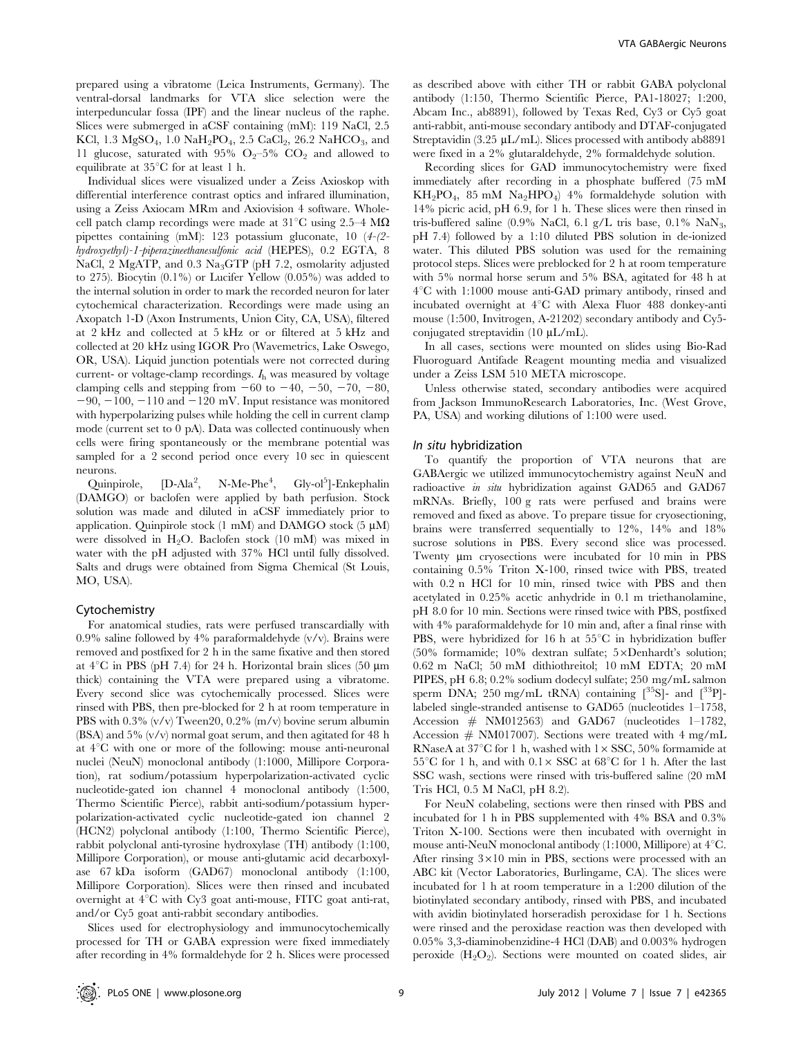prepared using a vibratome (Leica Instruments, Germany). The ventral-dorsal landmarks for VTA slice selection were the interpeduncular fossa (IPF) and the linear nucleus of the raphe. Slices were submerged in aCSF containing (mM): 119 NaCl, 2.5 KCl, 1.3 $MgSO_4$, 1.0 $NaH_2PO_4$, 2.5 $CaCl_2$, 26.2 $NaHCO_3$, and 11 glucose, saturated with 95% $O_2$–5% $CO_2$ and allowed to equilibrate at 35°C for at least 1 h.

Individual slices were visualized under a Zeiss Axioskop with differential interference contrast optics and infrared illumination, using a Zeiss Axiocam MRm and Axiovision 4 software. Whole-cell patch clamp recordings were made at 31°C using 2.5–4 MΩ pipettes containing (mM): 123 potassium gluconate, 10 (*4-(2-hydroxyethyl)-1-piperazineethanesulfonic acid* (HEPES), 0.2 EGTA, 8 NaCl, 2 MgATP, and 0.3 $Na_3GTP$ (pH 7.2, osmolarity adjusted to 275). Biocytin (0.1%) or Lucifer Yellow (0.05%) was added to the internal solution in order to mark the recorded neuron for later cytochemical characterization. Recordings were made using an Axopatch 1-D (Axon Instruments, Union City, CA, USA), filtered at 2 kHz and collected at 5 kHz or or filtered at 5 kHz and collected at 20 kHz using IGOR Pro (Wavemetrics, Lake Oswego, OR, USA). Liquid junction potentials were not corrected during current- or voltage-clamp recordings. $I_h$ was measured by voltage clamping cells and stepping from −60 to −40, −50, −70, −80, −90, −100, −110 and −120 mV. Input resistance was monitored with hyperpolarizing pulses while holding the cell in current clamp mode (current set to 0 pA). Data was collected continuously when cells were firing spontaneously or the membrane potential was sampled for a 2 second period once every 10 sec in quiescent neurons.

Quinpirole, [D-Ala[2], N-Me-Phe[4], Gly-ol[5]]-Enkephalin (DAMGO) or baclofen were applied by bath perfusion. Stock solution was made and diluted in aCSF immediately prior to application. Quinpirole stock (1 mM) and DAMGO stock (5 μM) were dissolved in $H_2O$. Baclofen stock (10 mM) was mixed in water with the pH adjusted with 37% HCl until fully dissolved. Salts and drugs were obtained from Sigma Chemical (St Louis, MO, USA).

## Cytochemistry

For anatomical studies, rats were perfused transcardially with 0.9% saline followed by 4% paraformaldehyde (v/v). Brains were removed and postfixed for 2 h in the same fixative and then stored at 4°C in PBS (pH 7.4) for 24 h. Horizontal brain slices (50 μm thick) containing the VTA were prepared using a vibratome. Every second slice was cytochemically processed. Slices were rinsed with PBS, then pre-blocked for 2 h at room temperature in PBS with 0.3% (v/v) Tween20, 0.2% (m/v) bovine serum albumin (BSA) and 5% (v/v) normal goat serum, and then agitated for 48 h at 4°C with one or more of the following: mouse anti-neuronal nuclei (NeuN) monoclonal antibody (1:1000, Millipore Corporation), rat sodium/potassium hyperpolarization-activated cyclic nucleotide-gated ion channel 4 monoclonal antibody (1:500, Thermo Scientific Pierce), rabbit anti-sodium/potassium hyperpolarization-activated cyclic nucleotide-gated ion channel 2 (HCN2) polyclonal antibody (1:100, Thermo Scientific Pierce), rabbit polyclonal anti-tyrosine hydroxylase (TH) antibody (1:100, Millipore Corporation), or mouse anti-glutamic acid decarboxylase 67 kDa isoform (GAD67) monoclonal antibody (1:100, Millipore Corporation). Slices were then rinsed and incubated overnight at 4°C with Cy3 goat anti-mouse, FITC goat anti-rat, and/or Cy5 goat anti-rabbit secondary antibodies.

Slices used for electrophysiology and immunocytochemically processed for TH or GABA expression were fixed immediately after recording in 4% formaldehyde for 2 h. Slices were processed as described above with either TH or rabbit GABA polyclonal antibody (1:150, Thermo Scientific Pierce, PA1-18027; 1:200, Abcam Inc., ab8891), followed by Texas Red, Cy3 or Cy5 goat anti-rabbit, anti-mouse secondary antibody and DTAF-conjugated Streptavidin (3.25 μL/mL). Slices processed with antibody ab8891 were fixed in a 2% glutaraldehyde, 2% formaldehyde solution.

Recording slices for GAD immunocytochemistry were fixed immediately after recording in a phosphate buffered (75 mM $KH_2PO_4$, 85 mM $Na_2HPO_4$) 4% formaldehyde solution with 14% picric acid, pH 6.9, for 1 h. These slices were then rinsed in tris-buffered saline (0.9% NaCl, 6.1 g/L tris base, 0.1% $NaN_3$, pH 7.4) followed by a 1:10 diluted PBS solution in de-ionized water. This diluted PBS solution was used for the remaining protocol steps. Slices were preblocked for 2 h at room temperature with 5% normal horse serum and 5% BSA, agitated for 48 h at 4°C with 1:1000 mouse anti-GAD primary antibody, rinsed and incubated overnight at 4°C with Alexa Fluor 488 donkey-anti mouse (1:500, Invitrogen, A-21202) secondary antibody and Cy5-conjugated streptavidin (10 μL/mL).

In all cases, sections were mounted on slides using Bio-Rad Fluoroguard Antifade Reagent mounting media and visualized under a Zeiss LSM 510 META microscope.

Unless otherwise stated, secondary antibodies were acquired from Jackson ImmunoResearch Laboratories, Inc. (West Grove, PA, USA) and working dilutions of 1:100 were used.

## *In situ* hybridization

To quantify the proportion of VTA neurons that are GABAergic we utilized immunocytochemistry against NeuN and radioactive *in situ* hybridization against GAD65 and GAD67 mRNAs. Briefly, 100 g rats were perfused and brains were removed and fixed as above. To prepare tissue for cryosectioning, brains were transferred sequentially to 12%, 14% and 18% sucrose solutions in PBS. Every second slice was processed. Twenty μm cryosections were incubated for 10 min in PBS containing 0.5% Triton X-100, rinsed twice with PBS, treated with 0.2 n HCl for 10 min, rinsed twice with PBS and then acetylated in 0.25% acetic anhydride in 0.1 m triethanolamine, pH 8.0 for 10 min. Sections were rinsed twice with PBS, postfixed with 4% paraformaldehyde for 10 min and, after a final rinse with PBS, were hybridized for 16 h at 55°C in hybridization buffer (50% formamide; 10% dextran sulfate; 5×Denhardt's solution; 0.62 m NaCl; 50 mM dithiothreitol; 10 mM EDTA; 20 mM PIPES, pH 6.8; 0.2% sodium dodecyl sulfate; 250 mg/mL salmon sperm DNA; 250 mg/mL tRNA) containing [$^{35}$S]- and [$^{33}$P]-labeled single-stranded antisense to GAD65 (nucleotides 1–1758, Accession # NM012563) and GAD67 (nucleotides 1–1782, Accession # NM017007). Sections were treated with 4 mg/mL RNaseA at 37°C for 1 h, washed with 1× SSC, 50% formamide at 55°C for 1 h, and with 0.1× SSC at 68°C for 1 h. After the last SSC wash, sections were rinsed with tris-buffered saline (20 mM Tris HCl, 0.5 M NaCl, pH 8.2).

For NeuN colabeling, sections were then rinsed with PBS and incubated for 1 h in PBS supplemented with 4% BSA and 0.3% Triton X-100. Sections were then incubated with overnight in mouse anti-NeuN monoclonal antibody (1:1000, Millipore) at 4°C. After rinsing 3×10 min in PBS, sections were processed with an ABC kit (Vector Laboratories, Burlingame, CA). The slices were incubated for 1 h at room temperature in a 1:200 dilution of the biotinylated secondary antibody, rinsed with PBS, and incubated with avidin biotinylated horseradish peroxidase for 1 h. Sections were rinsed and the peroxidase reaction was then developed with 0.05% 3,3-diaminobenzidine-4 HCl (DAB) and 0.003% hydrogen peroxide ($H_2O_2$). Sections were mounted on coated slides, air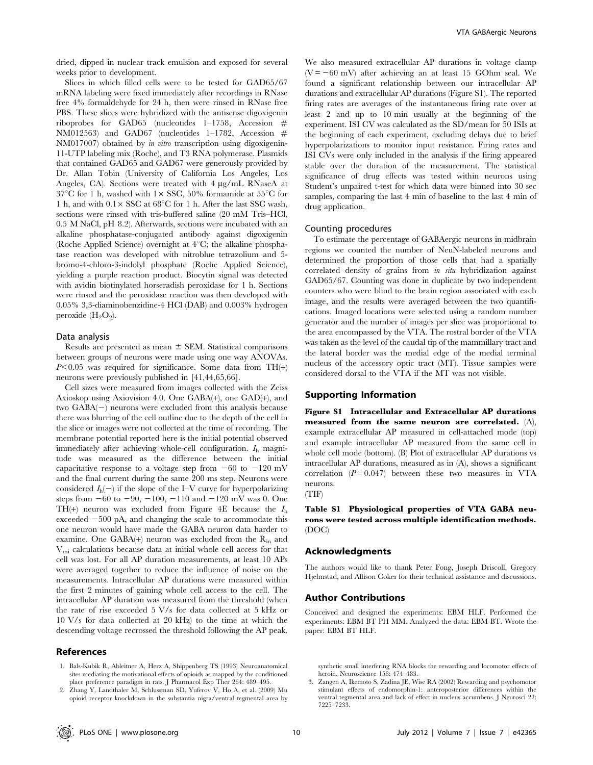dried, dipped in nuclear track emulsion and exposed for several weeks prior to development.

Slices in which filled cells were to be tested for GAD65/67 mRNA labeling were fixed immediately after recordings in RNase free 4% formaldehyde for 24 h, then were rinsed in RNase free PBS. These slices were hybridized with the antisense digoxigenin riboprobes for GAD65 (nucleotides 1–1758, Accession # NM012563) and GAD67 (nucleotides 1–1782, Accession # NM017007) obtained by *in vitro* transcription using digoxigenin-11-UTP labeling mix (Roche), and T3 RNA polymerase. Plasmids that contained GAD65 and GAD67 were generously provided by Dr. Allan Tobin (University of California Los Angeles, Los Angeles, CA). Sections were treated with 4 µg/mL RNaseA at 37°C for 1 h, washed with 1× SSC, 50% formamide at 55°C for 1 h, and with 0.1× SSC at 68°C for 1 h. After the last SSC wash, sections were rinsed with tris-buffered saline (20 mM Tris–HCl, 0.5 M NaCl, pH 8.2). Afterwards, sections were incubated with an alkaline phosphatase-conjugated antibody against digoxigenin (Roche Applied Science) overnight at 4°C; the alkaline phosphatase reaction was developed with nitroblue tetrazolium and 5-bromo-4-chloro-3-indolyl phosphate (Roche Applied Science), yielding a purple reaction product. Biocytin signal was detected with avidin biotinylated horseradish peroxidase for 1 h. Sections were rinsed and the peroxidase reaction was then developed with 0.05% 3,3-diaminobenzidine-4 HCl (DAB) and 0.003% hydrogen peroxide ($H_2O_2$).

### Data analysis

Results are presented as mean ± SEM. Statistical comparisons between groups of neurons were made using one way ANOVAs. $P<0.05$ was required for significance. Some data from TH(+) neurons were previously published in [41,44,65,66].

Cell sizes were measured from images collected with the Zeiss Axioskop using Axiovision 4.0. One GABA(+), one GAD(+), and two GABA(−) neurons were excluded from this analysis because there was blurring of the cell outline due to the depth of the cell in the slice or images were not collected at the time of recording. The membrane potential reported here is the initial potential observed immediately after achieving whole-cell configuration. $I_h$ magnitude was measured as the difference between the initial capacitative response to a voltage step from −60 to −120 mV and the final current during the same 200 ms step. Neurons were considered $I_h(-)$ if the slope of the I–V curve for hyperpolarizing steps from −60 to −90, −100, −110 and −120 mV was 0. One TH(+) neuron was excluded from Figure 4E because the $I_h$ exceeded −500 pA, and changing the scale to accommodate this one neuron would have made the GABA neuron data harder to examine. One GABA(+) neuron was excluded from the $R_{in}$ and $V_{mi}$ calculations because data at initial whole cell access for that cell was lost. For all AP duration measurements, at least 10 APs were averaged together to reduce the influence of noise on the measurements. Intracellular AP durations were measured within the first 2 minutes of gaining whole cell access to the cell. The intracellular AP duration was measured from the threshold (when the rate of rise exceeded 5 V/s for data collected at 5 kHz or 10 V/s for data collected at 20 kHz) to the time at which the descending voltage recrossed the threshold following the AP peak.

We also measured extracellular AP durations in voltage clamp ($V=-60$ mV) after achieving an at least 15 GOhm seal. We found a significant relationship between our intracellular AP durations and extracellular AP durations (Figure S1). The reported firing rates are averages of the instantaneous firing rate over at least 2 and up to 10 min usually at the beginning of the experiment. ISI CV was calculated as the SD/mean for 50 ISIs at the beginning of each experiment, excluding delays due to brief hyperpolarizations to monitor input resistance. Firing rates and ISI CVs were only included in the analysis if the firing appeared stable over the duration of the measurement. The statistical significance of drug effects was tested within neurons using Student's unpaired t-test for which data were binned into 30 sec samples, comparing the last 4 min of baseline to the last 4 min of drug application.

### Counting procedures

To estimate the percentage of GABAergic neurons in midbrain regions we counted the number of NeuN-labeled neurons and determined the proportion of those cells that had a spatially correlated density of grains from *in situ* hybridization against GAD65/67. Counting was done in duplicate by two independent counters who were blind to the brain region associated with each image, and the results were averaged between the two quantifications. Imaged locations were selected using a random number generator and the number of images per slice was proportional to the area encompassed by the VTA. The rostral border of the VTA was taken as the level of the caudal tip of the mammillary tract and the lateral border was the medial edge of the medial terminal nucleus of the accessory optic tract (MT). Tissue samples were considered dorsal to the VTA if the MT was not visible.

## Supporting Information

**Figure S1 Intracellular and Extracellular AP durations measured from the same neuron are correlated.** (A), example extracellular AP measured in cell-attached mode (top) and example intracellular AP measured from the same cell in whole cell mode (bottom). (B) Plot of extracellular AP durations vs intracellular AP durations, measured as in (A), shows a significant correlation ($P=0.047$) between these two measures in VTA neurons.
(TIF)

**Table S1 Physiological properties of VTA GABA neurons were tested across multiple identification methods.** (DOC)

## Acknowledgments

The authors would like to thank Peter Fong, Joseph Driscoll, Gregory Hjelmstad, and Allison Coker for their technical assistance and discussions.

## Author Contributions

Conceived and designed the experiments: EBM HLF. Performed the experiments: EBM BT PH MM. Analyzed the data: EBM BT. Wrote the paper: EBM BT HLF.

## References

1. Bals-Kubik R, Ableitner A, Herz A, Shippenberg TS (1993) Neuroanatomical sites mediating the motivational effects of opioids as mapped by the conditioned place preference paradigm in rats. J Pharmacol Exp Ther 264: 489–495.
2. Zhang Y, Landthaler M, Schlussman SD, Yuferov V, Ho A, et al. (2009) Mu opioid receptor knockdown in the substantia nigra/ventral tegmental area by synthetic small interfering RNA blocks the rewarding and locomotor effects of heroin. Neuroscience 158: 474–483.
3. Zangen A, Ikemoto S, Zadina JE, Wise RA (2002) Rewarding and psychomotor stimulant effects of endomorphin-1: anteroposterior differences within the ventral tegmental area and lack of effect in nucleus accumbens. J Neurosci 22: 7225–7233.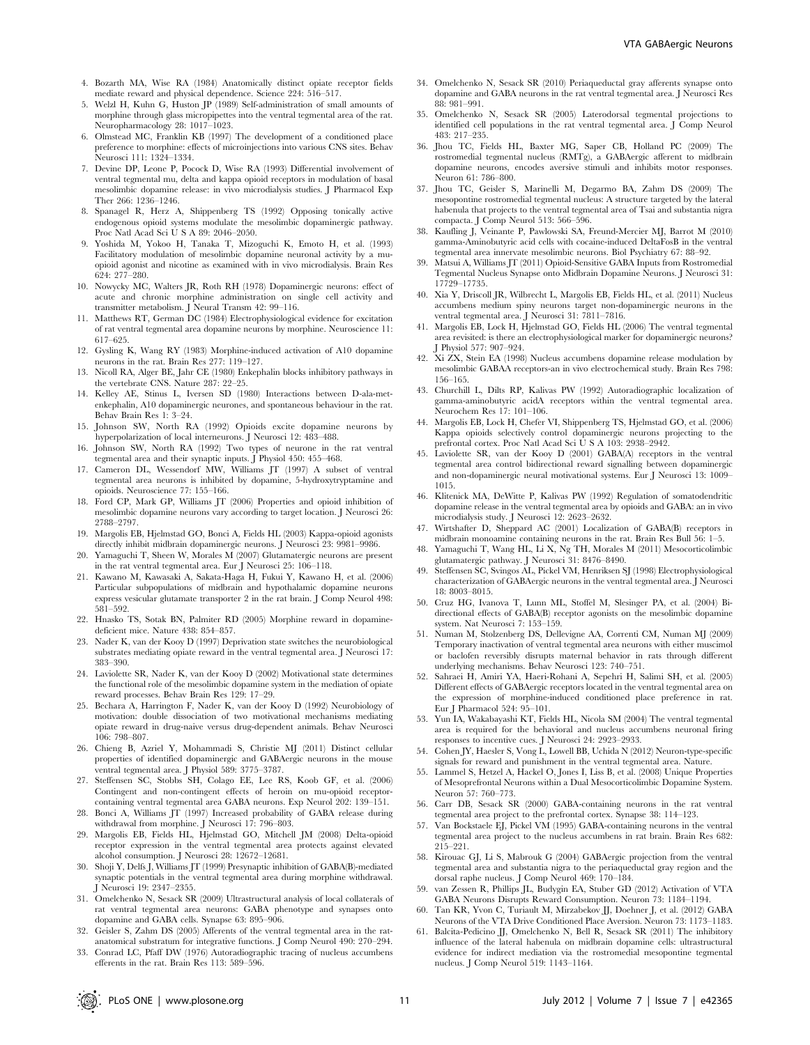4. Bozarth MA, Wise RA (1984) Anatomically distinct opiate receptor fields mediate reward and physical dependence. Science 224: 516–517.
5. Welzl H, Kuhn G, Huston JP (1989) Self-administration of small amounts of morphine through glass micropipettes into the ventral tegmental area of the rat. Neuropharmacology 28: 1017–1023.
6. Olmstead MC, Franklin KB (1997) The development of a conditioned place preference to morphine: effects of microinjections into various CNS sites. Behav Neurosci 111: 1324–1334.
7. Devine DP, Leone P, Pocock D, Wise RA (1993) Differential involvement of ventral tegmental mu, delta and kappa opioid receptors in modulation of basal mesolimbic dopamine release: in vivo microdialysis studies. J Pharmacol Exp Ther 266: 1236–1246.
8. Spanagel R, Herz A, Shippenberg TS (1992) Opposing tonically active endogenous opioid systems modulate the mesolimbic dopaminergic pathway. Proc Natl Acad Sci U S A 89: 2046–2050.
9. Yoshida M, Yokoo H, Tanaka T, Mizoguchi K, Emoto H, et al. (1993) Facilitatory modulation of mesolimbic dopamine neuronal activity by a mu-opioid agonist and nicotine as examined with in vivo microdialysis. Brain Res 624: 277–280.
10. Nowycky MC, Walters JR, Roth RH (1978) Dopaminergic neurons: effect of acute and chronic morphine administration on single cell activity and transmitter metabolism. J Neural Transm 42: 99–116.
11. Matthews RT, German DC (1984) Electrophysiological evidence for excitation of rat ventral tegmental area dopamine neurons by morphine. Neuroscience 11: 617–625.
12. Gysling K, Wang RY (1983) Morphine-induced activation of A10 dopamine neurons in the rat. Brain Res 277: 119–127.
13. Nicoll RA, Alger BE, Jahr CE (1980) Enkephalin blocks inhibitory pathways in the vertebrate CNS. Nature 287: 22–25.
14. Kelley AE, Stinus L, Iversen SD (1980) Interactions between D-ala-met-enkephalin, A10 dopaminergic neurones, and spontaneous behaviour in the rat. Behav Brain Res 1: 3–24.
15. Johnson SW, North RA (1992) Opioids excite dopamine neurons by hyperpolarization of local interneurons. J Neurosci 12: 483–488.
16. Johnson SW, North RA (1992) Two types of neurone in the rat ventral tegmental area and their synaptic inputs. J Physiol 450: 455–468.
17. Cameron DL, Wessendorf MW, Williams JT (1997) A subset of ventral tegmental area neurons is inhibited by dopamine, 5-hydroxytryptamine and opioids. Neuroscience 77: 155–166.
18. Ford CP, Mark GP, Williams JT (2006) Properties and opioid inhibition of mesolimbic dopamine neurons vary according to target location. J Neurosci 26: 2788–2797.
19. Margolis EB, Hjelmstad GO, Bonci A, Fields HL (2003) Kappa-opioid agonists directly inhibit midbrain dopaminergic neurons. J Neurosci 23: 9981–9986.
20. Yamaguchi T, Sheen W, Morales M (2007) Glutamatergic neurons are present in the rat ventral tegmental area. Eur J Neurosci 25: 106–118.
21. Kawano M, Kawasaki A, Sakata-Haga H, Fukui Y, Kawano H, et al. (2006) Particular subpopulations of midbrain and hypothalamic dopamine neurons express vesicular glutamate transporter 2 in the rat brain. J Comp Neurol 498: 581–592.
22. Hnasko TS, Sotak BN, Palmiter RD (2005) Morphine reward in dopamine-deficient mice. Nature 438: 854–857.
23. Nader K, van der Kooy D (1997) Deprivation state switches the neurobiological substrates mediating opiate reward in the ventral tegmental area. J Neurosci 17: 383–390.
24. Laviolette SR, Nader K, van der Kooy D (2002) Motivational state determines the functional role of the mesolimbic dopamine system in the mediation of opiate reward processes. Behav Brain Res 129: 17–29.
25. Bechara A, Harrington F, Nader K, van der Kooy D (1992) Neurobiology of motivation: double dissociation of two motivational mechanisms mediating opiate reward in drug-naive versus drug-dependent animals. Behav Neurosci 106: 798–807.
26. Chieng B, Azriel Y, Mohammadi S, Christie MJ (2011) Distinct cellular properties of identified dopaminergic and GABAergic neurons in the mouse ventral tegmental area. J Physiol 589: 3775–3787.
27. Steffensen SC, Stobbs SH, Colago EE, Lee RS, Koob GF, et al. (2006) Contingent and non-contingent effects of heroin on mu-opioid receptor-containing ventral tegmental area GABA neurons. Exp Neurol 202: 139–151.
28. Bonci A, Williams JT (1997) Increased probability of GABA release during withdrawal from morphine. J Neurosci 17: 796–803.
29. Margolis EB, Fields HL, Hjelmstad GO, Mitchell JM (2008) Delta-opioid receptor expression in the ventral tegmental area protects against elevated alcohol consumption. J Neurosci 28: 12672–12681.
30. Shoji Y, Delfs J, Williams JT (1999) Presynaptic inhibition of GABA(B)-mediated synaptic potentials in the ventral tegmental area during morphine withdrawal. J Neurosci 19: 2347–2355.
31. Omelchenko N, Sesack SR (2009) Ultrastructural analysis of local collaterals of rat ventral tegmental area neurons: GABA phenotype and synapses onto dopamine and GABA cells. Synapse 63: 895–906.
32. Geisler S, Zahm DS (2005) Afferents of the ventral tegmental area in the rat-anatomical substratum for integrative functions. J Comp Neurol 490: 270–294.
33. Conrad LC, Pfaff DW (1976) Autoradiographic tracing of nucleus accumbens efferents in the rat. Brain Res 113: 589–596.
34. Omelchenko N, Sesack SR (2010) Periaqueductal gray afferents synapse onto dopamine and GABA neurons in the rat ventral tegmental area. J Neurosci Res 88: 981–991.
35. Omelchenko N, Sesack SR (2005) Laterodorsal tegmental projections to identified cell populations in the rat ventral tegmental area. J Comp Neurol 483: 217–235.
36. Jhou TC, Fields HL, Baxter MG, Saper CB, Holland PC (2009) The rostromedial tegmental nucleus (RMTg), a GABAergic afferent to midbrain dopamine neurons, encodes aversive stimuli and inhibits motor responses. Neuron 61: 786–800.
37. Jhou TC, Geisler S, Marinelli M, Degarmo BA, Zahm DS (2009) The mesopontine rostromedial tegmental nucleus: A structure targeted by the lateral habenula that projects to the ventral tegmental area of Tsai and substantia nigra compacta. J Comp Neurol 513: 566–596.
38. Kaufling J, Veinante P, Pawlowski SA, Freund-Mercier MJ, Barrot M (2010) gamma-Aminobutyric acid cells with cocaine-induced DeltaFosB in the ventral tegmental area innervate mesolimbic neurons. Biol Psychiatry 67: 88–92.
39. Matsui A, Williams JT (2011) Opioid-Sensitive GABA Inputs from Rostromedial Tegmental Nucleus Synapse onto Midbrain Dopamine Neurons. J Neurosci 31: 17729–17735.
40. Xia Y, Driscoll JR, Wilbrecht L, Margolis EB, Fields HL, et al. (2011) Nucleus accumbens medium spiny neurons target non-dopaminergic neurons in the ventral tegmental area. J Neurosci 31: 7811–7816.
41. Margolis EB, Lock H, Hjelmstad GO, Fields HL (2006) The ventral tegmental area revisited: is there an electrophysiological marker for dopaminergic neurons? J Physiol 577: 907–924.
42. Xi ZX, Stein EA (1998) Nucleus accumbens dopamine release modulation by mesolimbic GABAA receptors-an in vivo electrochemical study. Brain Res 798: 156–165.
43. Churchill L, Dilts RP, Kalivas PW (1992) Autoradiographic localization of gamma-aminobutyric acidA receptors within the ventral tegmental area. Neurochem Res 17: 101–106.
44. Margolis EB, Lock H, Chefer VI, Shippenberg TS, Hjelmstad GO, et al. (2006) Kappa opioids selectively control dopaminergic neurons projecting to the prefrontal cortex. Proc Natl Acad Sci U S A 103: 2938–2942.
45. Laviolette SR, van der Kooy D (2001) GABA(A) receptors in the ventral tegmental area control bidirectional reward signalling between dopaminergic and non-dopaminergic neural motivational systems. Eur J Neurosci 13: 1009–1015.
46. Klitenick MA, DeWitte P, Kalivas PW (1992) Regulation of somatodendritic dopamine release in the ventral tegmental area by opioids and GABA: an in vivo microdialysis study. J Neurosci 12: 2623–2632.
47. Wirtshafter D, Sheppard AC (2001) Localization of GABA(B) receptors in midbrain monoamine containing neurons in the rat. Brain Res Bull 56: 1–5.
48. Yamaguchi T, Wang HL, Li X, Ng TH, Morales M (2011) Mesocorticolimbic glutamatergic pathway. J Neurosci 31: 8476–8490.
49. Steffensen SC, Svingos AL, Pickel VM, Henriksen SJ (1998) Electrophysiological characterization of GABAergic neurons in the ventral tegmental area. J Neurosci 18: 8003–8015.
50. Cruz HG, Ivanova T, Lunn ML, Stoffel M, Slesinger PA, et al. (2004) Bi-directional effects of GABA(B) receptor agonists on the mesolimbic dopamine system. Nat Neurosci 7: 153–159.
51. Numan M, Stolzenberg DS, Dellevigne AA, Correnti CM, Numan MJ (2009) Temporary inactivation of ventral tegmental area neurons with either muscimol or baclofen reversibly disrupts maternal behavior in rats through different underlying mechanisms. Behav Neurosci 123: 740–751.
52. Sahraei H, Amiri YA, Haeri-Rohani A, Sepehri H, Salimi SH, et al. (2005) Different effects of GABAergic receptors located in the ventral tegmental area on the expression of morphine-induced conditioned place preference in rat. Eur J Pharmacol 524: 95–101.
53. Yun IA, Wakabayashi KT, Fields HL, Nicola SM (2004) The ventral tegmental area is required for the behavioral and nucleus accumbens neuronal firing responses to incentive cues. J Neurosci 24: 2923–2933.
54. Cohen JY, Haesler S, Vong L, Lowell BB, Uchida N (2012) Neuron-type-specific signals for reward and punishment in the ventral tegmental area. Nature.
55. Lammel S, Hetzel A, Hackel O, Jones I, Liss B, et al. (2008) Unique Properties of Mesoprefrontal Neurons within a Dual Mesocorticolimbic Dopamine System. Neuron 57: 760–773.
56. Carr DB, Sesack SR (2000) GABA-containing neurons in the rat ventral tegmental area project to the prefrontal cortex. Synapse 38: 114–123.
57. Van Bockstaele EJ, Pickel VM (1995) GABA-containing neurons in the ventral tegmental area project to the nucleus accumbens in rat brain. Brain Res 682: 215–221.
58. Kirouac GJ, Li S, Mabrouk G (2004) GABAergic projection from the ventral tegmental area and substantia nigra to the periaqueductal gray region and the dorsal raphe nucleus. J Comp Neurol 469: 170–184.
59. van Zessen R, Phillips JL, Budygin EA, Stuber GD (2012) Activation of VTA GABA Neurons Disrupts Reward Consumption. Neuron 73: 1184–1194.
60. Tan KR, Yvon C, Turiault M, Mirzabekov JJ, Doehner J, et al. (2012) GABA Neurons of the VTA Drive Conditioned Place Aversion. Neuron 73: 1173–1183.
61. Balcita-Pedicino JJ, Omelchenko N, Bell R, Sesack SR (2011) The inhibitory influence of the lateral habenula on midbrain dopamine cells: ultrastructural evidence for indirect mediation via the rostromedial mesopontine tegmental nucleus. J Comp Neurol 519: 1143–1164.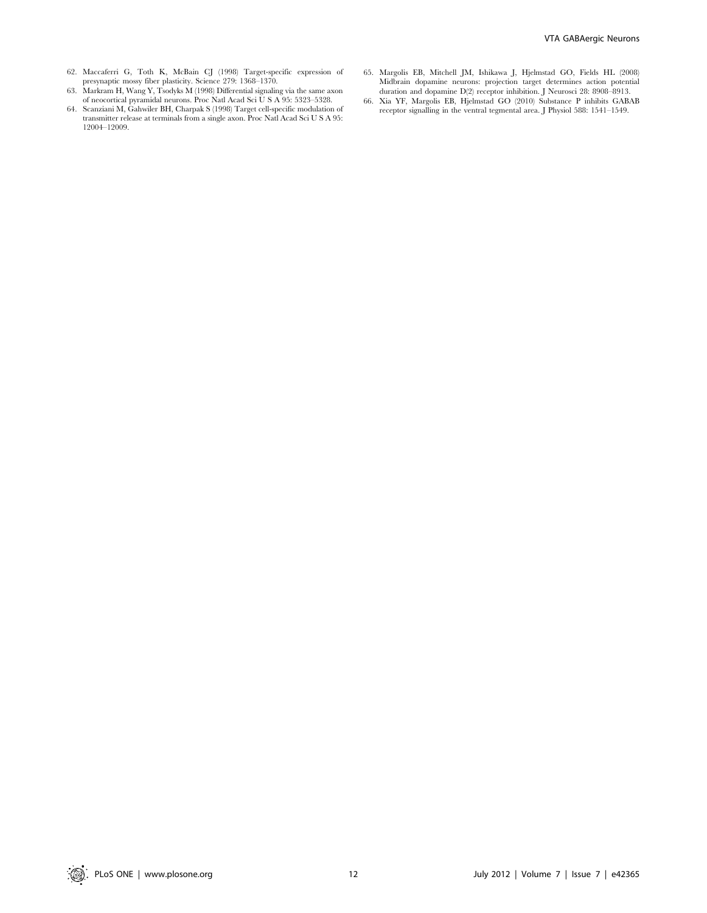62. Maccaferri G, Toth K, McBain CJ (1998) Target-specific expression of presynaptic mossy fiber plasticity. Science 279: 1368–1370.
63. Markram H, Wang Y, Tsodyks M (1998) Differential signaling via the same axon of neocortical pyramidal neurons. Proc Natl Acad Sci U S A 95: 5323–5328.
64. Scanziani M, Gahwiler BH, Charpak S (1998) Target cell-specific modulation of transmitter release at terminals from a single axon. Proc Natl Acad Sci U S A 95: 12004–12009.
65. Margolis EB, Mitchell JM, Ishikawa J, Hjelmstad GO, Fields HL (2008) Midbrain dopamine neurons: projection target determines action potential duration and dopamine D(2) receptor inhibition. J Neurosci 28: 8908–8913.
66. Xia YF, Margolis EB, Hjelmstad GO (2010) Substance P inhibits GABAB receptor signalling in the ventral tegmental area. J Physiol 588: 1541–1549.